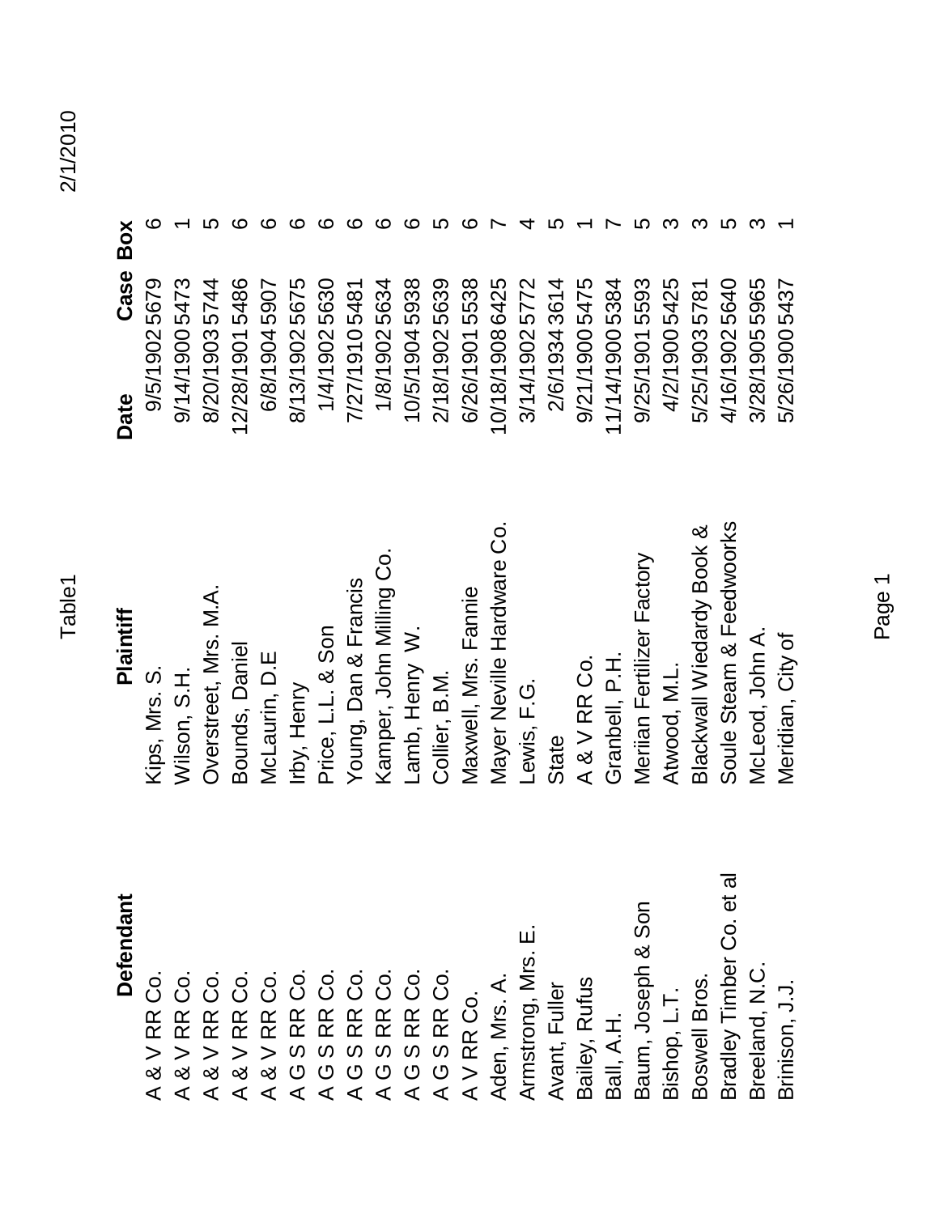| Defendant | Plaintiff | Date | Case | Box |
|---|---|---|---|---|
| A & V RR Co. | Kips, Mrs. S. | 9/5/1902 | 5679 | 6 |
| A & V RR Co. | Wilson, S.H. | 9/14/1900 | 5473 | 1 |
| A & V RR Co. | Overstreet, Mrs. M.A. | 8/20/1903 | 5744 | 5 |
| A & V RR Co. | Bounds, Daniel | 12/28/1901 | 5486 | 6 |
| A & V RR Co. | McLaurin, D.E | 6/8/1904 | 5907 | 6 |
| A G S RR Co. | Irby, Henry | 8/13/1902 | 5675 | 6 |
| A G S RR Co. | Price, L.L. & Son | 1/4/1902 | 5630 | 6 |
| A G S RR Co. | Young, Dan & Francis | 7/27/1910 | 5481 | 6 |
| A G S RR Co. | Kamper, John Milling Co. | 1/8/1902 | 5634 | 6 |
| A G S RR Co. | Lamb, Henry W. | 10/5/1904 | 5938 | 6 |
| A G S RR Co. | Collier, B.M. | 2/18/1902 | 5639 | 5 |
| A V RR Co. | Maxwell, Mrs. Fannie | 6/26/1901 | 5538 | 6 |
| Aden, Mrs. A. | Mayer Neville Hardware Co. | 10/18/1908 | 6425 | 7 |
| Armstrong, Mrs. E. | Lewis, F.G. | 3/14/1902 | 5772 | 4 |
| Avant, Fuller | State | 2/6/1934 | 3614 | 5 |
| Bailey, Rufus | A & V RR Co. | 9/21/1900 | 5475 | 1 |
| Ball, A.H. | Granbell, P.H. | 11/14/1900 | 5384 | 7 |
| Baum, Joseph & Son | Meriian Fertilizer Factory | 9/25/1901 | 5593 | 5 |
| Bishop, L.T. | Atwood, M.L. | 4/2/1900 | 5425 | 3 |
| Boswell Bros. | Blackwall Wiedardy Book & | 5/25/1903 | 5781 | 3 |
| Bradley Timber Co. et al | Soule Steam & Feedwoorks | 4/16/1902 | 5640 | 5 |
| Breeland, N.C. | McLeod, John A. | 3/28/1905 | 5965 | 3 |
| Brinison, J.J. | Meridian, City of | 5/26/1900 | 5437 | 1 |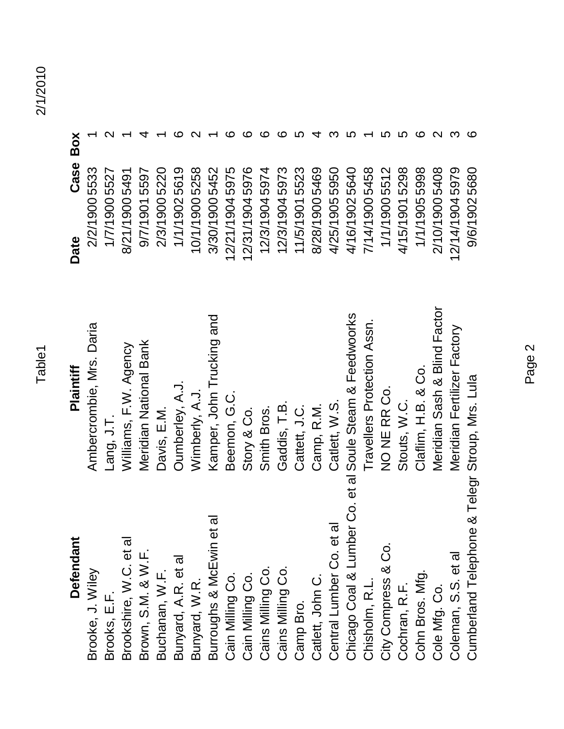| Defendant | Plaintiff | Date | Case | Box |
|---|---|---|---|---|
| Brooke, J. Wiley | Ambercrombie, Mrs. Daria | 2/2/1900 | 5533 | 1 |
| Brooks, E.F. | Lang, J.T. | 1/7/1900 | 5527 | 2 |
| Brookshire, W.C. et al | Williams, F.W. Agency | 8/21/1900 | 5491 | 1 |
| Brown, S.M. & W.F. | Meridian National Bank | 9/7/1901 | 5597 | 4 |
| Buchanan, W.F. | Davis, E.M. | 2/3/1900 | 5220 | 1 |
| Bunyard, A.R. et al | Oumberley, A.J. | 1/1/1902 | 5619 | 6 |
| Bunyard, W.R. | Wimberly, A.J. | 10/1/1900 | 5258 | 2 |
| Burroughs & McEwin et al | Kamper, John Trucking and | 3/30/1900 | 5452 | 1 |
| Cain Milling Co. | Beemon, G.C. | 12/21/1904 | 5975 | 6 |
| Cain Milling Co. | Story & Co. | 12/31/1904 | 5976 | 6 |
| Cains Milling Co. | Smith Bros. | 12/3/1904 | 5974 | 6 |
| Cains Milling Co. | Gaddis, T.B. | 12/3/1904 | 5973 | 6 |
| Camp Bro. | Cattett, J.C. | 11/5/1901 | 5523 | 5 |
| Catlett, John C. | Camp, R.M. | 8/28/1900 | 5469 | 4 |
| Central Lumber Co. et al | Catlett, W.S. | 4/25/1905 | 5950 | 3 |
| Chicago Coal & Lumber Co. et al | Soule Steam & Feedwoorks | 4/16/1902 | 5640 | 5 |
| Chisholm, R.L. | Travellers Protection Assn. | 7/14/1900 | 5458 | 1 |
| City Compress & Co. | NO NE RR Co. | 1/1/1900 | 5512 | 5 |
| Cochran, R.F. | Stouts, W.C. | 4/15/1901 | 5298 | 5 |
| Cohn Bros. Mfg. | Claflim, H.B. & Co. | 1/1/1905 | 5998 | 6 |
| Cole Mfg. Co. | Meridian Sash & Blind Factor | 2/10/1900 | 5408 | 2 |
| Coleman, S.S. et al | Meridian Fertilizer Factory | 12/14/1904 | 5979 | 3 |
| Cumberland Telephone & Telegr | Stroup, Mrs. Lula | 9/6/1902 | 5680 | 6 |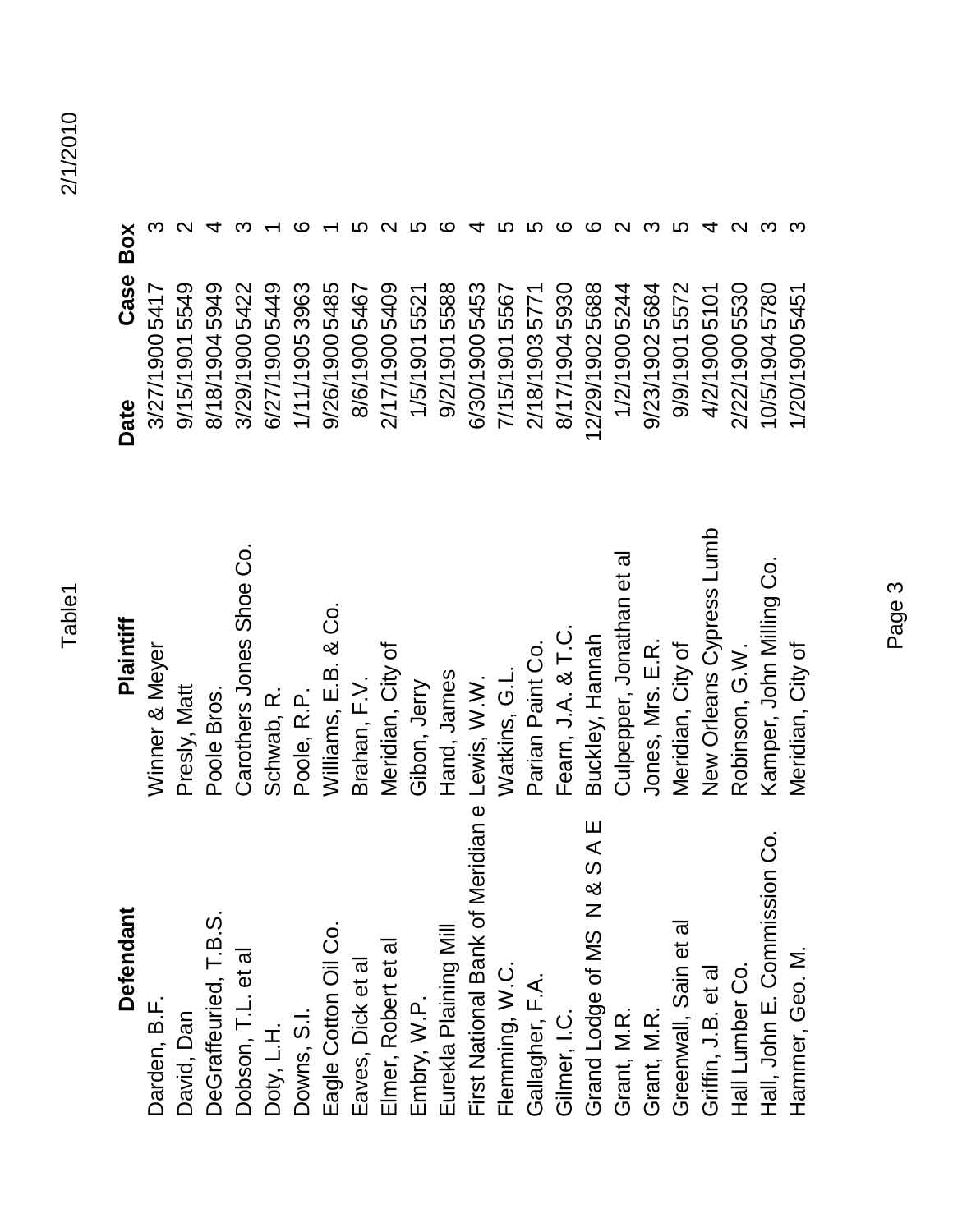| Defendant | Plaintiff | Date | Case | Box |
|---|---|---|---|---|
| Darden, B.F. | Winner & Meyer | 3/27/1900 | 5417 | 3 |
| David, Dan | Presly, Matt | 9/15/1901 | 5549 | 2 |
| DeGraffeuried, T.B.S. | Poole Bros. | 8/18/1904 | 5949 | 4 |
| Dobson, T.L. et al | Carothers Jones Shoe Co. | 3/29/1900 | 5422 | 3 |
| Doty, L.H. | Schwab, R. | 6/27/1900 | 5449 | 1 |
| Downs, S.I. | Poole, R.P. | 1/11/1905 | 3963 | 6 |
| Eagle Cotton Oil Co. | Williams, E.B. & Co. | 9/26/1900 | 5485 | 1 |
| Eaves, Dick et al | Brahan, F.V. | 8/6/1900 | 5467 | 5 |
| Elmer, Robert et al | Meridian, City of | 2/17/1900 | 5409 | 2 |
| Embry, W.P. | Gibon, Jerry | 1/5/1901 | 5521 | 5 |
| Eurekla Plaining Mill | Hand, James | 9/2/1901 | 5588 | 6 |
| First National Bank of Meridian e | Lewis, W.W. | 6/30/1900 | 5453 | 4 |
| Flemming, W.C. | Watkins, G.L. | 7/15/1901 | 5567 | 5 |
| Gallagher, F.A. | Parian Paint Co. | 2/18/1903 | 5771 | 5 |
| Gilmer, I.C. | Fearn, J.A. & T.C. | 8/17/1904 | 5930 | 6 |
| Grand Lodge of MS N & S A E | Buckley, Hannah | 12/29/1902 | 5688 | 6 |
| Grant, M.R. | Culpepper, Jonathan et al | 1/2/1900 | 5244 | 2 |
| Grant, M.R. | Jones, Mrs. E.R. | 9/23/1902 | 5684 | 3 |
| Greenwall, Sain et al | Meridian, City of | 9/9/1901 | 5572 | 5 |
| Griffin, J.B. et al | New Orleans Cypress Lumb | 4/2/1900 | 5101 | 4 |
| Hall Lumber Co. | Robinson, G.W. | 2/22/1900 | 5530 | 2 |
| Hall, John E. Commission Co. | Kamper, John Milling Co. | 10/5/1904 | 5780 | 3 |
| Hammer, Geo. M. | Meridian, City of | 1/20/1900 | 5451 | 3 |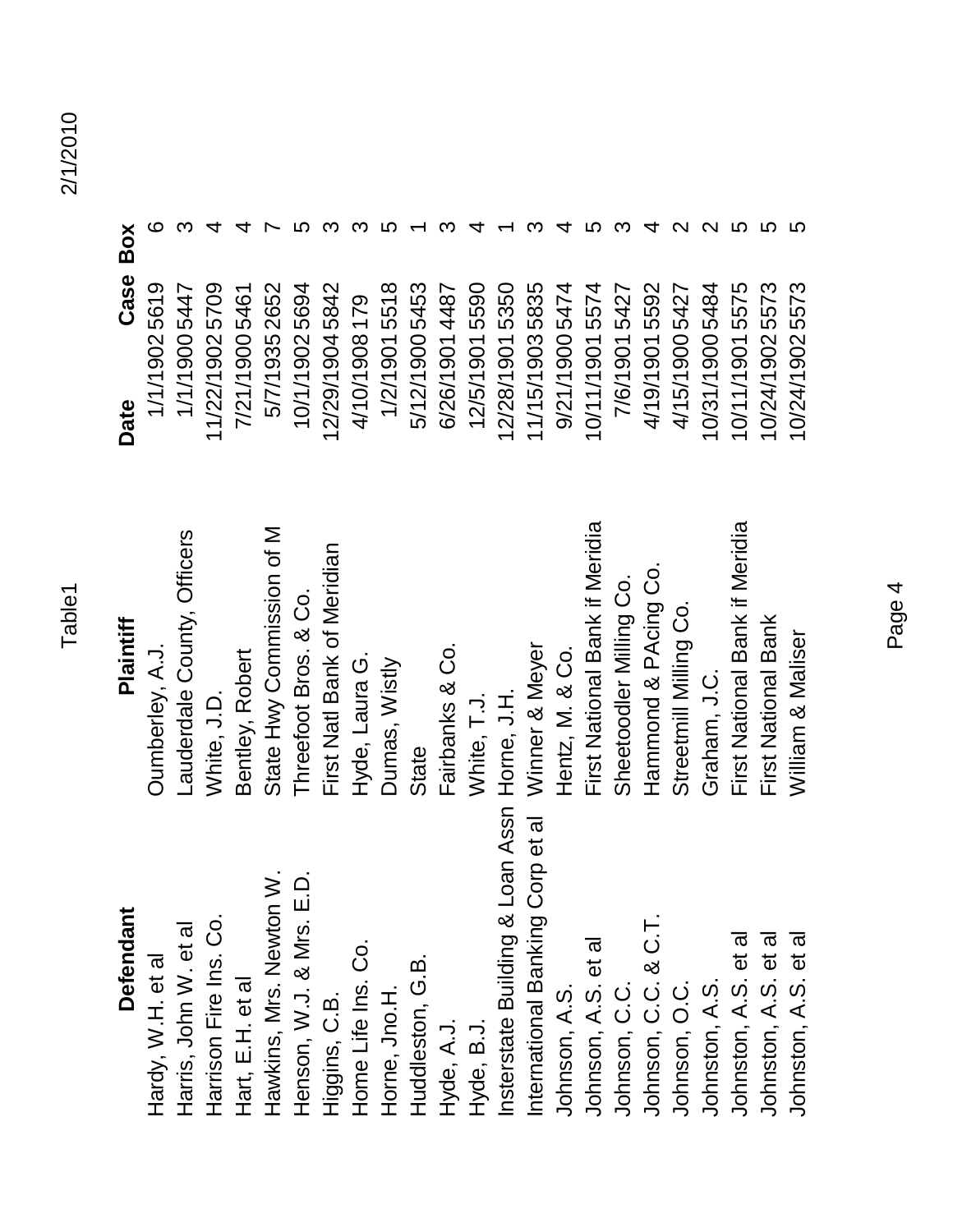| Defendant | Plaintiff | Date | Case | Box |
|---|---|---|---|---|
| Hardy, W.H. et al | Oumberley, A.J. | 1/1/1902 | 5619 | 6 |
| Harris, John W. et al | Lauderdale County, Officers | 1/1/1900 | 5447 | 3 |
| Harrison Fire Ins. Co. | White, J.D. | 11/22/1902 | 5709 | 4 |
| Hart, E.H. et al | Bentley, Robert | 7/21/1900 | 5461 | 4 |
| Hawkins, Mrs. Newton W. | State Hwy Commission of M | 5/7/1935 | 2652 | 7 |
| Henson, W.J. & Mrs. E.D. | Threefoot Bros. & Co. | 10/1/1902 | 5694 | 5 |
| Higgins, C.B. | First Natl Bank of Meridian | 12/29/1904 | 5842 | 3 |
| Home Life Ins. Co. | Hyde, Laura G. | 4/10/1908 | 179 | 3 |
| Horne, Jno.H. | Dumas, Wistly | 1/2/1901 | 5518 | 5 |
| Huddleston, G.B. | State | 5/12/1900 | 5453 | 1 |
| Hyde, A.J. | Fairbanks & Co. | 6/26/1901 | 4487 | 3 |
| Hyde, B.J. | White, T.J. | 12/5/1901 | 5590 | 4 |
| Insterstate Building & Loan Assn | Horne, J.H. | 12/28/1901 | 5350 | 1 |
| International Banking Corp et al | Winner & Meyer | 11/15/1903 | 5835 | 3 |
| Johnson, A.S. | Hentz, M. & Co. | 9/21/1900 | 5474 | 4 |
| Johnson, A.S. et al | First National Bank if Meridia | 10/11/1901 | 5574 | 5 |
| Johnson, C.C. | Sheetoodler Milling Co. | 7/6/1901 | 5427 | 3 |
| Johnson, C.C. & C.T. | Hammond & PAcing Co. | 4/19/1901 | 5592 | 4 |
| Johnson, O.C. | Streetmill Milling Co. | 4/15/1900 | 5427 | 2 |
| Johnston, A.S. | Graham, J.C. | 10/31/1900 | 5484 | 2 |
| Johnston, A.S. et al | First National Bank if Meridia | 10/11/1901 | 5575 | 5 |
| Johnston, A.S. et al | First National Bank | 10/24/1902 | 5573 | 5 |
| Johnston, A.S. et al | William & Maliser | 10/24/1902 | 5573 | 5 |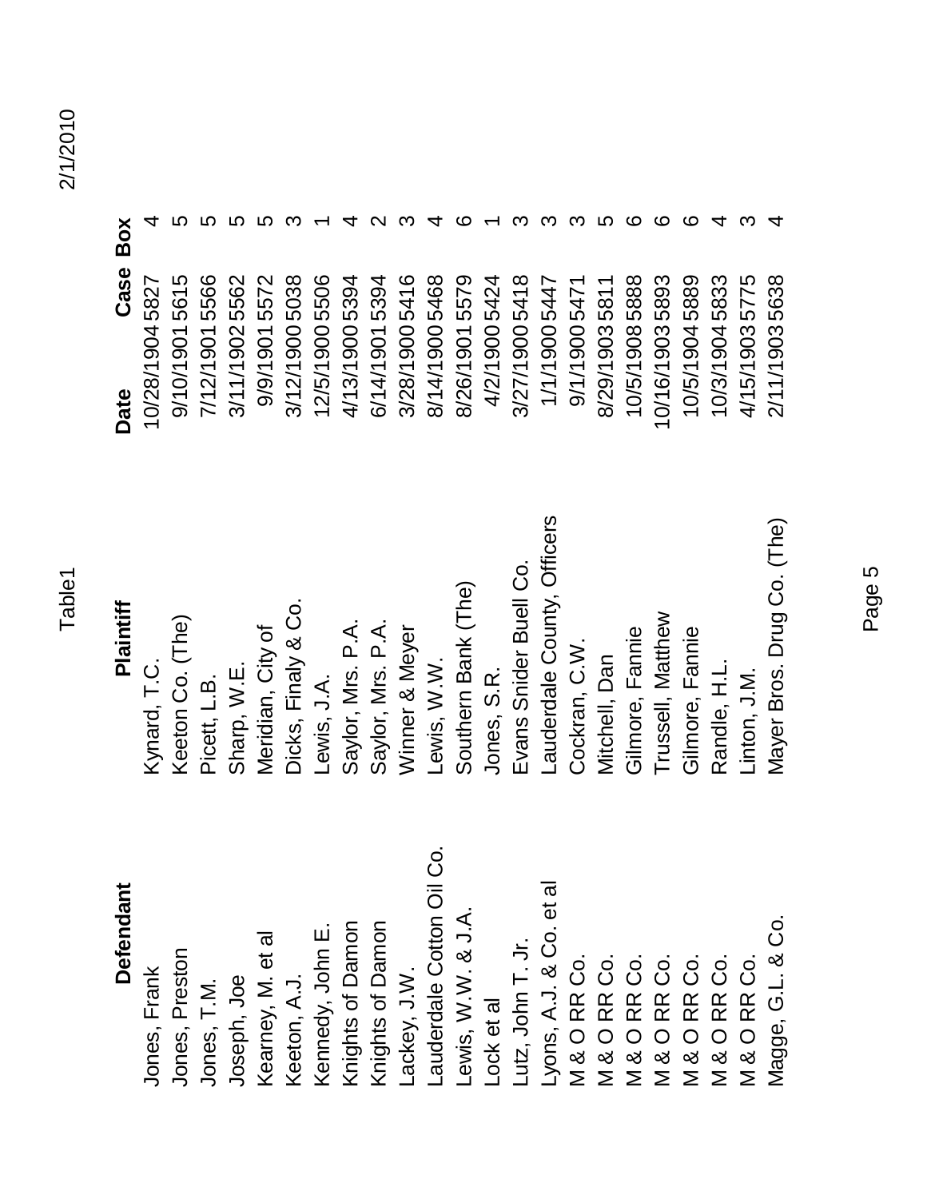| Defendant | Plaintiff | Date | Case | Box |
|---|---|---|---|---|
| Jones, Frank | Kynard, T.C. | 10/28/1904 | 5827 | 4 |
| Jones, Preston | Keeton Co. (The) | 9/10/1901 | 5615 | 5 |
| Jones, T.M. | Picett, L.B. | 7/12/1901 | 5566 | 5 |
| Joseph, Joe | Sharp, W.E. | 3/11/1902 | 5562 | 5 |
| Kearney, M. et al | Meridian, City of | 9/9/1901 | 5572 | 5 |
| Keeton, A.J. | Dicks, Finaly & Co. | 3/12/1900 | 5038 | 3 |
| Kennedy, John E. | Lewis, J.A. | 12/5/1900 | 5506 | 1 |
| Knights of Damon | Saylor, Mrs. P.A. | 4/13/1900 | 5394 | 4 |
| Knights of Damon | Saylor, Mrs. P.A. | 6/14/1901 | 5394 | 2 |
| Lackey, J.W. | Winner & Meyer | 3/28/1900 | 5416 | 3 |
| Lauderdale Cotton Oil Co. | Lewis, W.W. | 8/14/1900 | 5468 | 4 |
| Lewis, W.W. & J.A. | Southern Bank (The) | 8/26/1901 | 5579 | 6 |
| Lock et al | Jones, S.R. | 4/2/1900 | 5424 | 1 |
| Lutz, John T. Jr. | Evans Snider Buell Co. | 3/27/1900 | 5418 | 3 |
| Lyons, A.J. & Co. et al | Lauderdale County, Officers | 1/1/1900 | 5447 | 3 |
| M & O RR Co. | Cockran, C.W. | 9/1/1900 | 5471 | 3 |
| M & O RR Co. | Mitchell, Dan | 8/29/1903 | 5811 | 5 |
| M & O RR Co. | Gilmore, Fannie | 10/5/1908 | 5888 | 6 |
| M & O RR Co. | Trussell, Matthew | 10/16/1903 | 5893 | 6 |
| M & O RR Co. | Gilmore, Fannie | 10/5/1904 | 5889 | 6 |
| M & O RR Co. | Randle, H.L. | 10/3/1904 | 5833 | 4 |
| M & O RR Co. | Linton, J.M. | 4/15/1903 | 5775 | 3 |
| Magge, G.L. & Co. | Mayer Bros. Drug Co. (The) | 2/11/1903 | 5638 | 4 |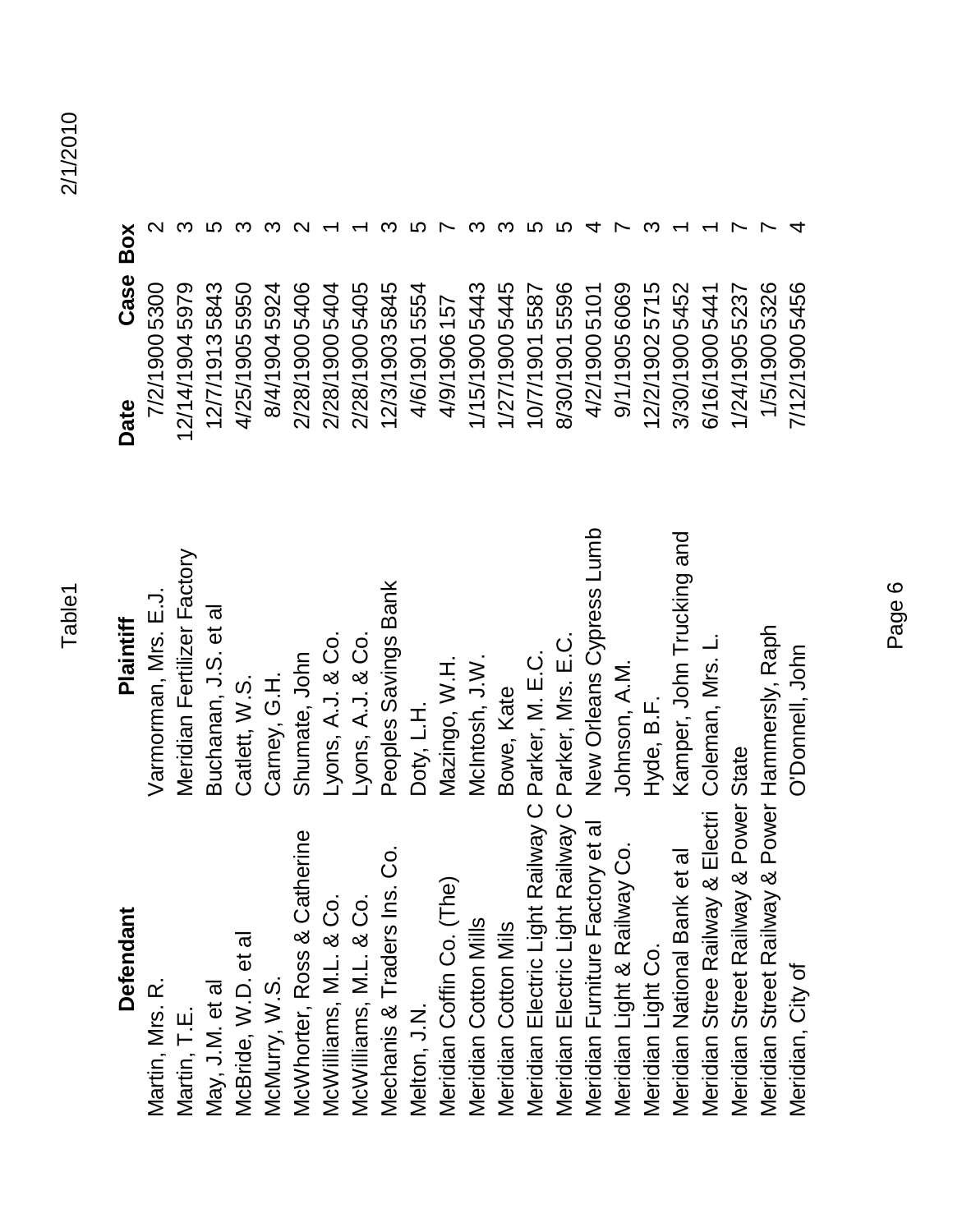| Defendant | Plaintiff | Date | Case | Box |
|---|---|---|---|---|
| Martin, Mrs. R. | Varmorman, Mrs. E.J. | 7/2/1900 | 5300 | 2 |
| Martin, T.E. | Meridian Fertilizer Factory | 12/14/1904 | 5979 | 3 |
| May, J.M. et al | Buchanan, J.S. et al | 12/7/1913 | 5843 | 5 |
| McBride, W.D. et al | Catlett, W.S. | 4/25/1905 | 5950 | 3 |
| McMurry, W.S. | Carney, G.H. | 8/4/1904 | 5924 | 3 |
| McWhorter, Ross & Catherine | Shumate, John | 2/28/1900 | 5406 | 2 |
| McWilliams, M.L. & Co. | Lyons, A.J. & Co. | 2/28/1900 | 5404 | 1 |
| McWilliams, M.L. & Co. | Lyons, A.J. & Co. | 2/28/1900 | 5405 | 1 |
| Mechanis & Traders Ins. Co. | Peoples Savings Bank | 12/3/1903 | 5845 | 3 |
| Melton, J.N. | Doty, L.H. | 4/6/1901 | 5554 | 5 |
| Meridian Coffin Co. (The) | Mazingo, W.H. | 4/9/1906 | 157 | 7 |
| Meridian Cotton Mills | McIntosh, J.W. | 1/15/1900 | 5443 | 3 |
| Meridian Cotton Mils | Bowe, Kate | 1/27/1900 | 5445 | 3 |
| Meridian Electric Light Railway C | Parker, M. E.C. | 10/7/1901 | 5587 | 5 |
| Meridian Electric Light Railway C | Parker, Mrs. E.C. | 8/30/1901 | 5596 | 5 |
| Meridian Furniture Factory et al | New Orleans Cypress Lumb | 4/2/1900 | 5101 | 4 |
| Meridian Light & Railway Co. | Johnson, A.M. | 9/1/1905 | 6069 | 7 |
| Meridian Light Co. | Hyde, B.F. | 12/2/1902 | 5715 | 3 |
| Meridian National Bank et al | Kamper, John Trucking and | 3/30/1900 | 5452 | 1 |
| Meridian Stree Railway & Electri | Coleman, Mrs. L. | 6/16/1900 | 5441 | 1 |
| Meridian Street Railway & Power | State | 1/24/1905 | 5237 | 7 |
| Meridian Street Railway & Power | Hammersly, Raph | 1/5/1900 | 5326 | 7 |
| Meridian, City of | O'Donnell, John | 7/12/1900 | 5456 | 4 |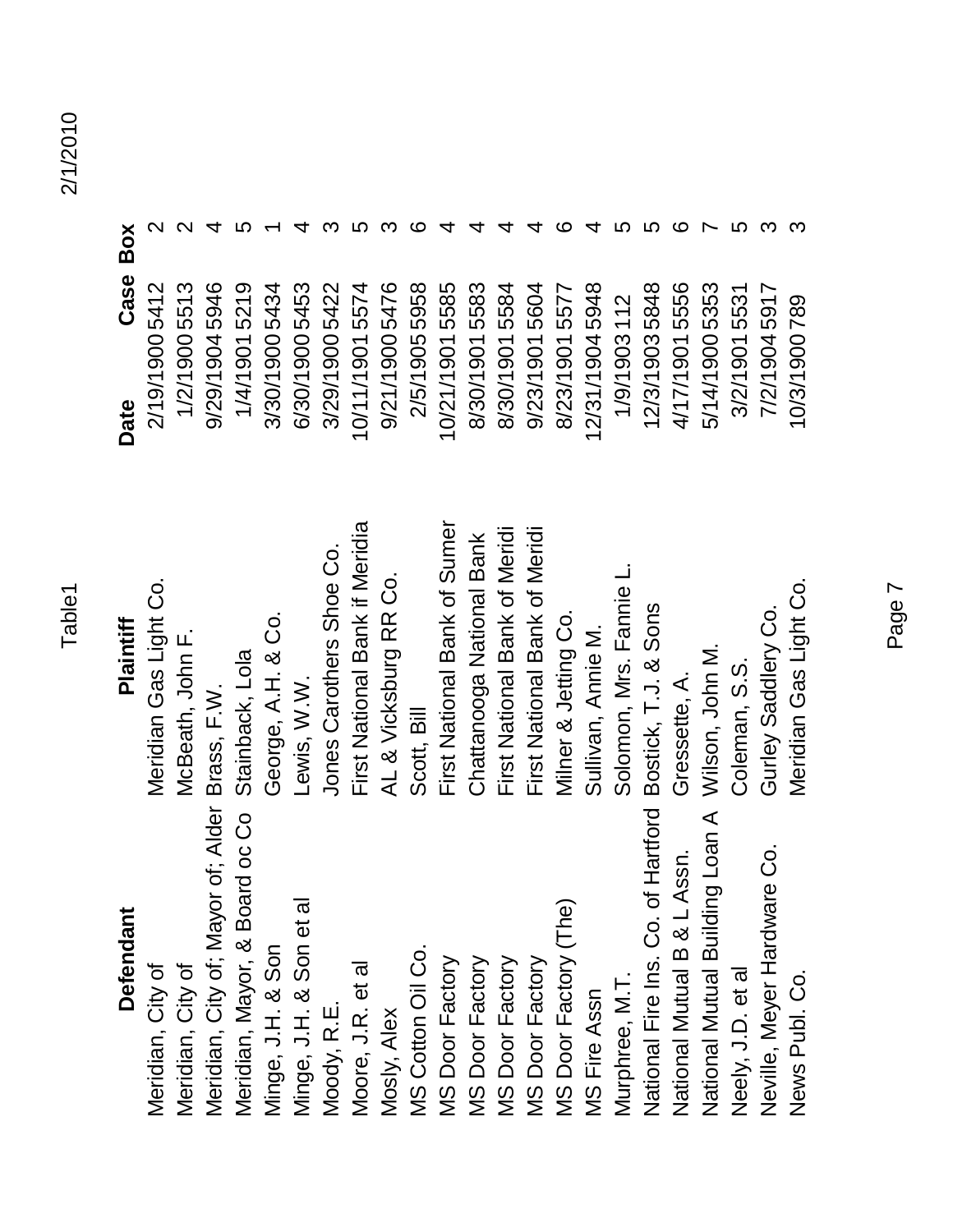| Defendant | Plaintiff | Date | Case | Box |
|---|---|---|---|---|
| Meridian, City of | Meridian Gas Light Co. | 2/19/1900 | 5412 | 2 |
| Meridian, City of | McBeath, John F. | 1/2/1900 | 5513 | 2 |
| Meridian, City of; Mayor of; Alder | Brass, F.W. | 9/29/1904 | 5946 | 4 |
| Meridian, Mayor, & Board oc Co | Stainback, Lola | 1/4/1901 | 5219 | 5 |
| Minge, J.H. & Son | George, A.H. & Co. | 3/30/1900 | 5434 | 1 |
| Minge, J.H. & Son et al | Lewis, W.W. | 6/30/1900 | 5453 | 4 |
| Moody, R.E. | Jones Carothers Shoe Co. | 3/29/1900 | 5422 | 3 |
| Moore, J.R. et al | First National Bank if Meridia | 10/11/1901 | 5574 | 5 |
| Mosly, Alex | AL & Vicksburg RR Co. | 9/21/1900 | 5476 | 3 |
| MS Cotton Oil Co. | Scott, Bill | 2/5/1905 | 5958 | 6 |
| MS Door Factory | First National Bank of Sumer | 10/21/1901 | 5585 | 4 |
| MS Door Factory | Chattanooga National Bank | 8/30/1901 | 5583 | 4 |
| MS Door Factory | First National Bank of Meridi | 8/30/1901 | 5584 | 4 |
| MS Door Factory | First National Bank of Meridi | 9/23/1901 | 5604 | 4 |
| MS Door Factory (The) | Milner & Jetting Co. | 8/23/1901 | 5577 | 6 |
| MS Fire Assn | Sullivan, Annie M. | 12/31/1904 | 5948 | 4 |
| Murphree, M.T. | Solomon, Mrs. Fannie L. | 1/9/1903 | 112 | 5 |
| National Fire Ins. Co. of Hartford | Bostick, T.J. & Sons | 12/3/1903 | 5848 | 5 |
| National Mutual B & L Assn. | Gressette, A. | 4/17/1901 | 5556 | 6 |
| National Mutual Building Loan A | Wilson, John M. | 5/14/1900 | 5353 | 7 |
| Neely, J.D. et al | Coleman, S.S. | 3/2/1901 | 5531 | 5 |
| Neville, Meyer Hardware Co. | Gurley Saddlery Co. | 7/2/1904 | 5917 | 3 |
| News Publ. Co. | Meridian Gas Light Co. | 10/3/1900 | 789 | 3 |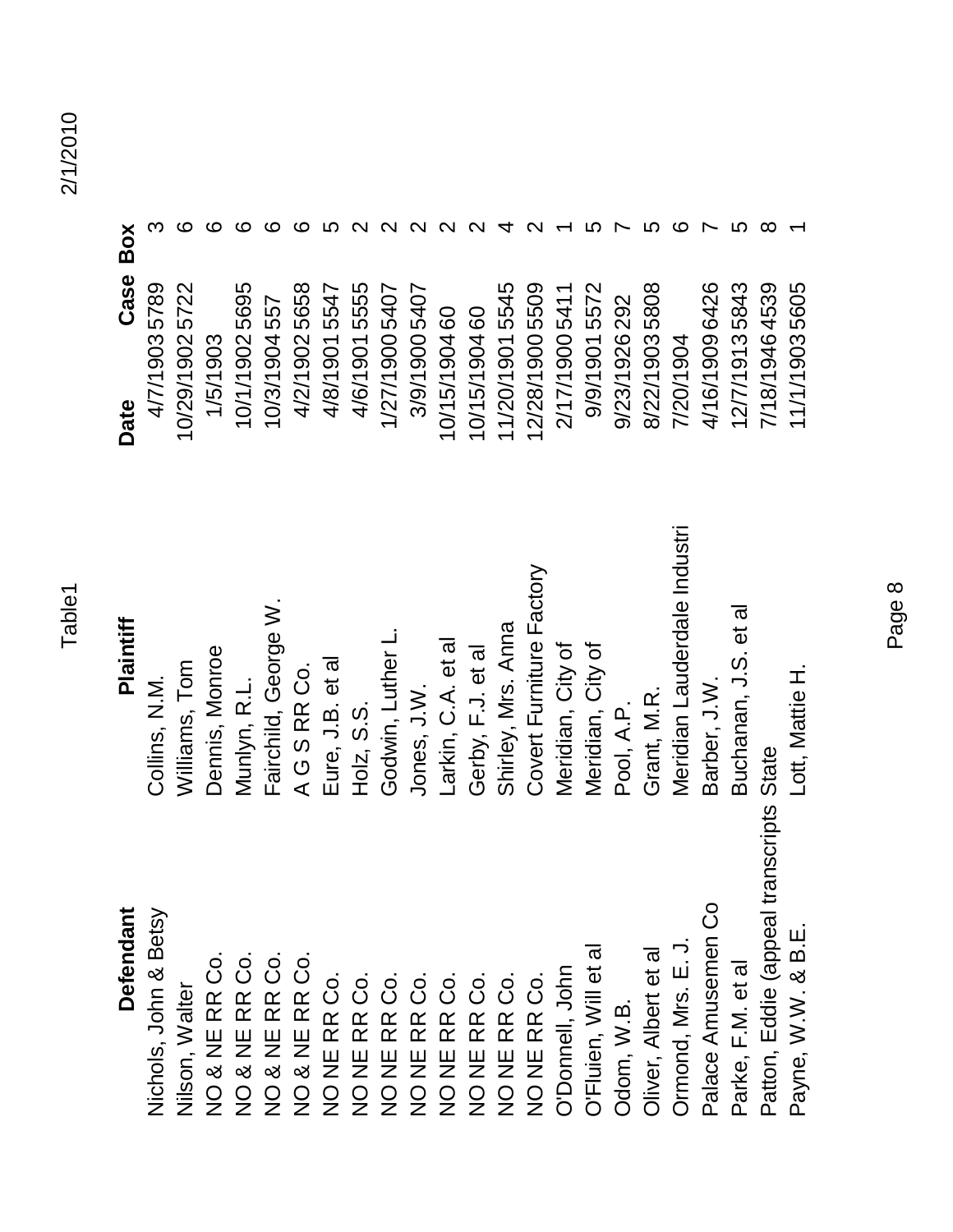| Defendant | Plaintiff | Date | Case | Box |
| --- | --- | --- | --- | --- |
| Nichols, John & Betsy | Collins, N.M. | 4/7/1903 | 5789 | 3 |
| Nilson, Walter | Williams, Tom | 10/29/1902 | 5722 | 6 |
| NO & NE RR Co. | Dennis, Monroe | 1/5/1903 | | 6 |
| NO & NE RR Co. | Munlyn, R.L. | 10/1/1902 | 5695 | 6 |
| NO & NE RR Co. | Fairchild, George W. | 10/3/1904 | 557 | 6 |
| NO & NE RR Co. | A G S RR Co. | 4/2/1902 | 5658 | 6 |
| NO NE RR Co. | Eure, J.B. et al | 4/8/1901 | 5547 | 5 |
| NO NE RR Co. | Holz, S.S. | 4/6/1901 | 5555 | 2 |
| NO NE RR Co. | Godwin, Luther L. | 1/27/1900 | 5407 | 2 |
| NO NE RR Co. | Jones, J.W. | 3/9/1900 | 5407 | 2 |
| NO NE RR Co. | Larkin, C.A. et al | 10/15/1904 | 60 | 2 |
| NO NE RR Co. | Gerby, F.J. et al | 10/15/1904 | 60 | 2 |
| NO NE RR Co. | Shirley, Mrs. Anna | 11/20/1901 | 5545 | 4 |
| NO NE RR Co. | Covert Furniture Factory | 12/28/1900 | 5509 | 2 |
| O'Donnell, John | Meridian, City of | 2/17/1900 | 5411 | 1 |
| O'Fluien, Will et al | Meridian, City of | 9/9/1901 | 5572 | 5 |
| Odom, W.B. | Pool, A.P. | 9/23/1926 | 292 | 7 |
| Oliver, Albert et al | Grant, M.R. | 8/22/1903 | 5808 | 5 |
| Ormond, Mrs. E. J. | Meridian Lauderdale Industri | 7/20/1904 | | 6 |
| Palace Amusemen Co | Barber, J.W. | 4/16/1909 | 6426 | 7 |
| Parke, F.M. et al | Buchanan, J.S. et al | 12/7/1913 | 5843 | 5 |
| Patton, Eddie (appeal transcripts | State | 7/18/1946 | 4539 | 8 |
| Payne, W.W. & B.E. | Lott, Mattie H. | 11/1/1903 | 5605 | 1 |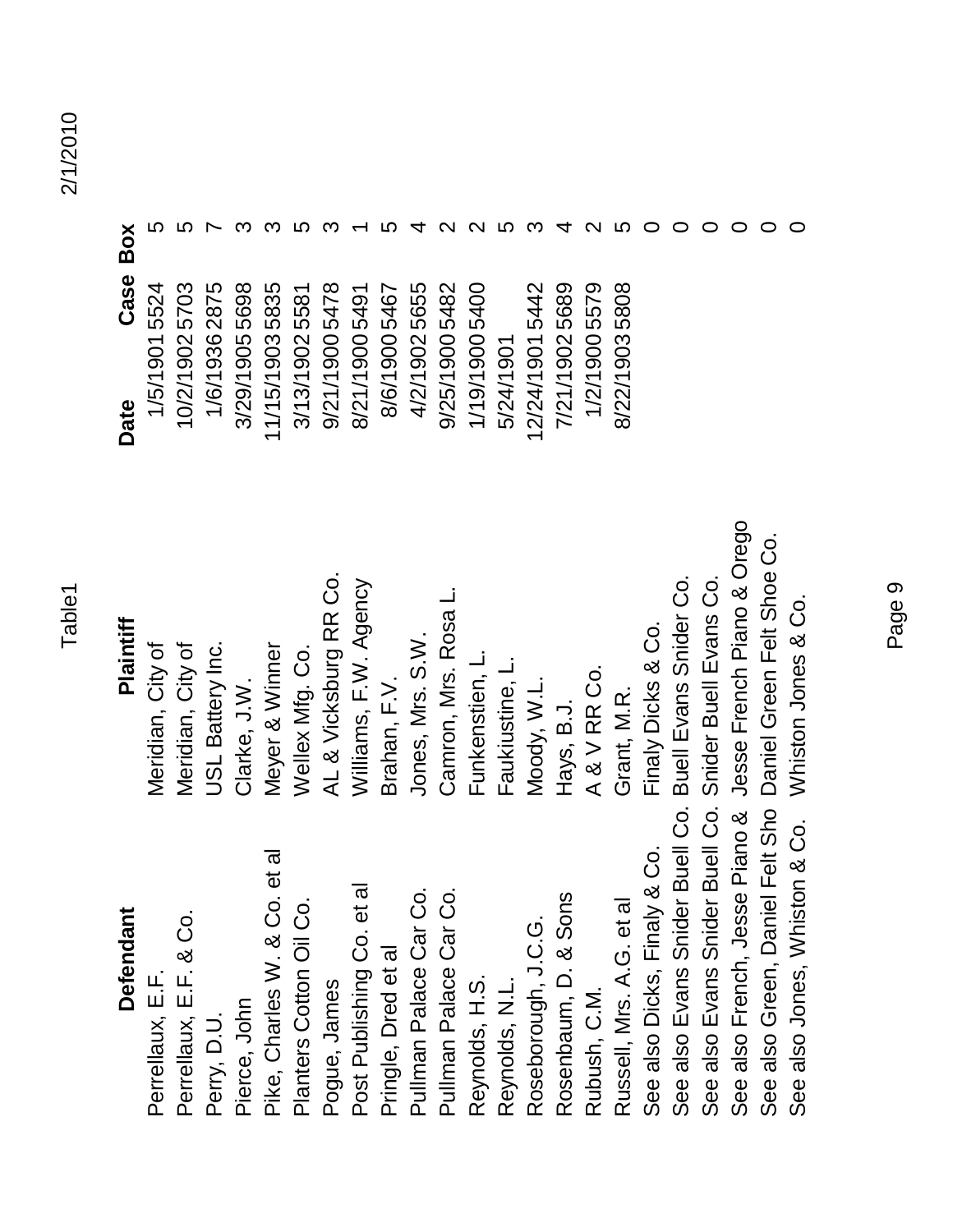| Defendant | Plaintiff | Date | Case | Box |
|---|---|---|---|---|
| Perrellaux, E.F. | Meridian, City of | 1/5/1901 | 5524 | 5 |
| Perrellaux, E.F. & Co. | Meridian, City of | 10/2/1902 | 5703 | 5 |
| Perry, D.U. | USL Battery Inc. | 1/6/1936 | 2875 | 7 |
| Pierce, John | Clarke, J.W. | 3/29/1905 | 5698 | 3 |
| Pike, Charles W. & Co. et al | Meyer & Winner | 11/15/1903 | 5835 | 3 |
| Planters Cotton Oil Co. | Wellex Mfg. Co. | 3/13/1902 | 5581 | 5 |
| Pogue, James | AL & Vicksburg RR Co. | 9/21/1900 | 5478 | 3 |
| Post Publishing Co. et al | Williams, F.W. Agency | 8/21/1900 | 5491 | 1 |
| Pringle, Dred et al | Brahan, F.V. | 8/6/1900 | 5467 | 5 |
| Pullman Palace Car Co. | Jones, Mrs. S.W. | 4/2/1902 | 5655 | 4 |
| Pullman Palace Car Co. | Camron, Mrs. Rosa L. | 9/25/1900 | 5482 | 2 |
| Reynolds, H.S. | Funkenstien, L. | 1/19/1900 | 5400 | 2 |
| Reynolds, N.L. | Faukiustine, L. | 5/24/1901 | | 5 |
| Roseborough, J.C.G. | Moody, W.L. | 12/24/1901 | 5442 | 3 |
| Rosenbaum, D. & Sons | Hays, B.J. | 7/21/1902 | 5689 | 4 |
| Rubush, C.M. | A & V RR Co. | 1/2/1900 | 5579 | 2 |
| Russell, Mrs. A.G. et al | Grant, M.R. | 8/22/1903 | 5808 | 5 |
| See also Dicks, Finaly & Co. | Finaly Dicks & Co. | | | 0 |
| See also Evans Snider Buell Co. | Buell Evans Snider Co. | | | 0 |
| See also Evans Snider Buell Co. | Snider Buell Evans Co. | | | 0 |
| See also French, Jesse Piano & | Jesse French Piano & Orego | | | 0 |
| See also Green, Daniel Felt Sho | Daniel Green Felt Shoe Co. | | | 0 |
| See also Jones, Whiston & Co. | Whiston Jones & Co. | | | 0 |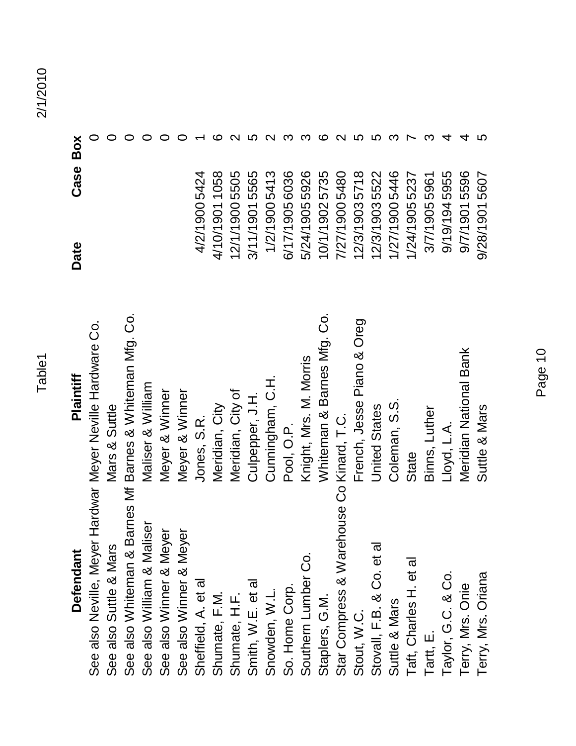| Defendant | Plaintiff | Date | Case | Box |
|---|---|---|---|---|
| See also Neville, Meyer Hardwar | Meyer Neville Hardware Co. | | | 0 |
| See also Suttle & Mars | Mars & Suttle | | | 0 |
| See also Whiteman & Barnes Mf | Barnes & Whiteman Mfg. Co. | | | 0 |
| See also William & Maliser | Maliser & William | | | 0 |
| See also Winner & Meyer | Meyer & Winner | | | 0 |
| See also Winner & Meyer | Meyer & Winner | | | 0 |
| Sheffield, A. et al | Jones, S.R. | 4/2/1900 | 5424 | 1 |
| Shumate, F.M. | Meridian, City | 4/10/1901 | 1058 | 6 |
| Shumate, H.F. | Meridian, City of | 12/1/1900 | 5505 | 2 |
| Smith, W.E. et al | Culpepper, J.H. | 3/11/1901 | 5565 | 5 |
| Snowden, W.L. | Cunningham, C.H. | 1/2/1900 | 5413 | 2 |
| So. Home Corp. | Pool, O.P. | 6/17/1905 | 6036 | 3 |
| Southern Lumber Co. | Knight, Mrs. M. Morris | 5/24/1905 | 5926 | 3 |
| Staplers, G.M. | Whiteman & Barnes Mfg. Co. | 10/1/1902 | 5735 | 6 |
| Star Compress & Warehouse Co | Kinard, T.C. | 7/27/1900 | 5480 | 2 |
| Stout, W.C. | French, Jesse Piano & Oreg | 12/3/1903 | 5718 | 5 |
| Stovall, F.B. & Co. et al | United States | 12/3/1903 | 5522 | 5 |
| Suttle & Mars | Coleman, S.S. | 1/27/1900 | 5446 | 3 |
| Taft, Charles H. et al | State | 1/24/1905 | 5237 | 7 |
| Tartt, E. | Binns, Luther | 3/7/1905 | 5961 | 3 |
| Taylor, G.C. & Co. | Lloyd, L.A. | 9/19/194 | 5955 | 4 |
| Terry, Mrs. Onie | Meridian National Bank | 9/7/1901 | 5596 | 4 |
| Terry, Mrs. Oriana | Suttle & Mars | 9/28/1901 | 5607 | 5 |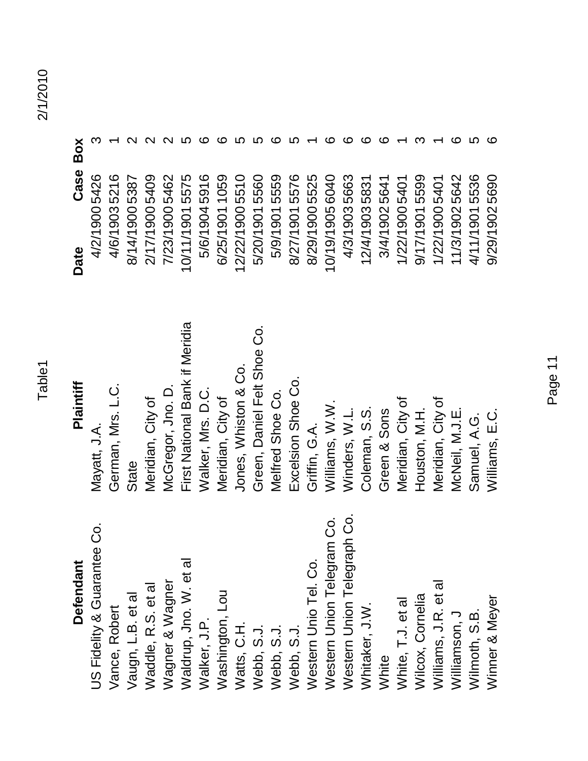| Defendant | Plaintiff | Date | Case | Box |
|---|---|---|---|---|
| US Fidelity & Guarantee Co. | Mayatt, J.A. | 4/2/1900 | 5426 | 3 |
| Vance, Robert | German, Mrs. L.C. | 4/6/1903 | 5216 | 1 |
| Vaugn, L.B. et al | State | 8/14/1900 | 5387 | 2 |
| Waddle, R.S. et al | Meridian, City of | 2/17/1900 | 5409 | 2 |
| Wagner & Wagner | McGregor, Jno. D. | 7/23/1900 | 5462 | 2 |
| Waldrup, Jno. W. et al | First National Bank if Meridia | 10/11/1901 | 5575 | 5 |
| Walker, J.P. | Walker, Mrs. D.C. | 5/6/1904 | 5916 | 6 |
| Washington, Lou | Meridian, City of | 6/25/1901 | 1059 | 6 |
| Watts, C.H. | Jones, Whiston & Co. | 12/22/1900 | 5510 | 5 |
| Webb, S.J. | Green, Daniel Felt Shoe Co. | 5/20/1901 | 5560 | 5 |
| Webb, S.J. | Melfred Shoe Co. | 5/9/1901 | 5559 | 6 |
| Webb, S.J. | Excelsion Shoe Co. | 8/27/1901 | 5576 | 5 |
| Western Unio Tel. Co. | Griffin, G.A. | 8/29/1900 | 5525 | 1 |
| Western Union Telegram Co. | Williams, W.W. | 10/19/1905 | 6040 | 6 |
| Western Union Telegraph Co. | Winders, W.L. | 4/3/1903 | 5663 | 6 |
| Whitaker, J.W. | Coleman, S.S. | 12/4/1903 | 5831 | 6 |
| White | Green & Sons | 3/4/1902 | 5641 | 6 |
| White, T.J. et al | Meridian, City of | 1/22/1900 | 5401 | 1 |
| Wilcox, Cornelia | Houston, M.H. | 9/17/1901 | 5599 | 3 |
| Williams, J.R. et al | Meridian, City of | 1/22/1900 | 5401 | 1 |
| Williamson, J | McNeil, M.J.E. | 11/3/1902 | 5642 | 6 |
| Wilmoth, S.B. | Samuel, A.G. | 4/11/1901 | 5536 | 5 |
| Winner & Meyer | Williams, E.C. | 9/29/1902 | 5690 | 6 |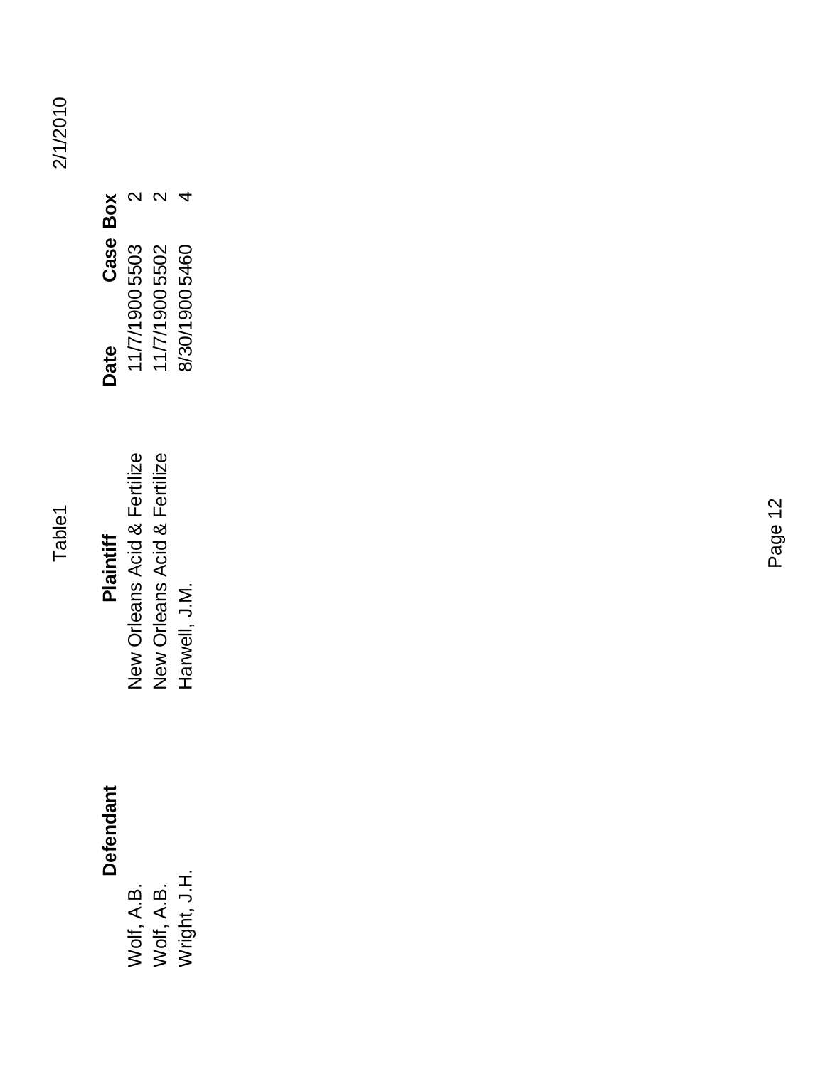| Defendant | Plaintiff | Date | Case | Box |
|---|---|---|---|---|
| Wolf, A.B. | New Orleans Acid & Fertilize | 11/7/1900 | 5503 | 2 |
| Wolf, A.B. | New Orleans Acid & Fertilize | 11/7/1900 | 5502 | 2 |
| Wright, J.H. | Harwell, J.M. | 8/30/1900 | 5460 | 4 |